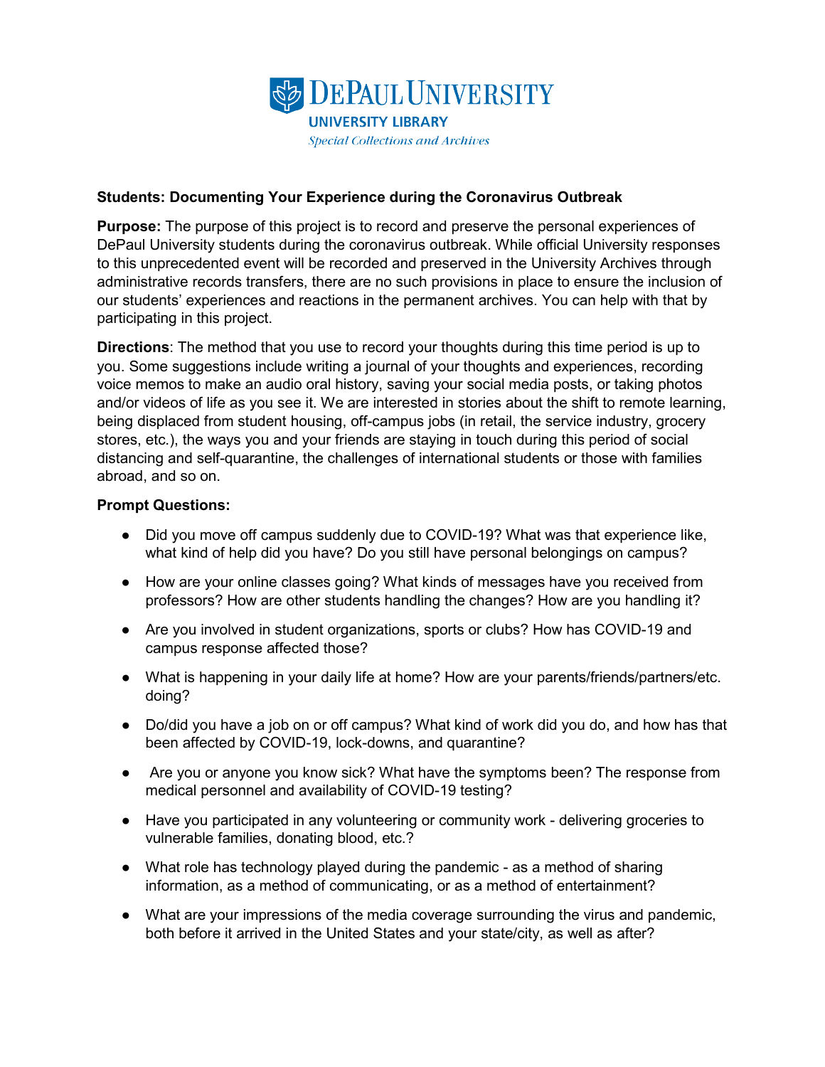DePaul University
UNIVERSITY LIBRARY
*Special Collections and Archives*

**Students: Documenting Your Experience during the Coronavirus Outbreak**

**Purpose:** The purpose of this project is to record and preserve the personal experiences of DePaul University students during the coronavirus outbreak. While official University responses to this unprecedented event will be recorded and preserved in the University Archives through administrative records transfers, there are no such provisions in place to ensure the inclusion of our students' experiences and reactions in the permanent archives. You can help with that by participating in this project.

**Directions**: The method that you use to record your thoughts during this time period is up to you. Some suggestions include writing a journal of your thoughts and experiences, recording voice memos to make an audio oral history, saving your social media posts, or taking photos and/or videos of life as you see it. We are interested in stories about the shift to remote learning, being displaced from student housing, off-campus jobs (in retail, the service industry, grocery stores, etc.), the ways you and your friends are staying in touch during this period of social distancing and self-quarantine, the challenges of international students or those with families abroad, and so on.

**Prompt Questions:**

- Did you move off campus suddenly due to COVID-19? What was that experience like, what kind of help did you have? Do you still have personal belongings on campus?
- How are your online classes going? What kinds of messages have you received from professors? How are other students handling the changes? How are you handling it?
- Are you involved in student organizations, sports or clubs? How has COVID-19 and campus response affected those?
- What is happening in your daily life at home? How are your parents/friends/partners/etc. doing?
- Do/did you have a job on or off campus? What kind of work did you do, and how has that been affected by COVID-19, lock-downs, and quarantine?
- Are you or anyone you know sick? What have the symptoms been? The response from medical personnel and availability of COVID-19 testing?
- Have you participated in any volunteering or community work - delivering groceries to vulnerable families, donating blood, etc.?
- What role has technology played during the pandemic - as a method of sharing information, as a method of communicating, or as a method of entertainment?
- What are your impressions of the media coverage surrounding the virus and pandemic, both before it arrived in the United States and your state/city, as well as after?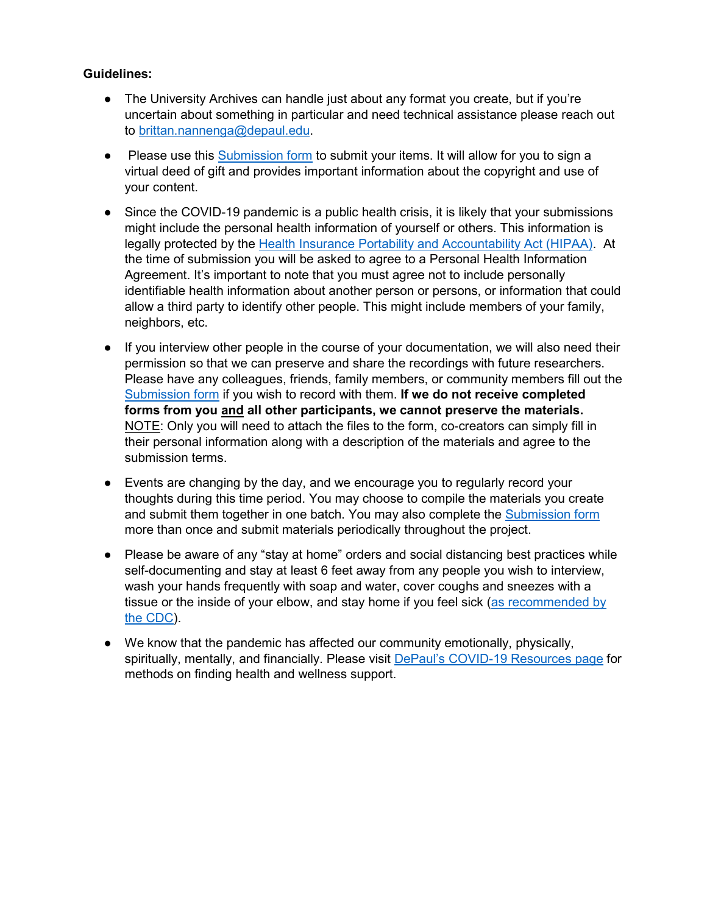**Guidelines:**

- The University Archives can handle just about any format you create, but if you're uncertain about something in particular and need technical assistance please reach out to brittan.nannenga@depaul.edu.

- Please use this Submission form to submit your items. It will allow for you to sign a virtual deed of gift and provides important information about the copyright and use of your content.

- Since the COVID-19 pandemic is a public health crisis, it is likely that your submissions might include the personal health information of yourself or others. This information is legally protected by the Health Insurance Portability and Accountability Act (HIPAA). At the time of submission you will be asked to agree to a Personal Health Information Agreement. It's important to note that you must agree not to include personally identifiable health information about another person or persons, or information that could allow a third party to identify other people. This might include members of your family, neighbors, etc.

- If you interview other people in the course of your documentation, we will also need their permission so that we can preserve and share the recordings with future researchers. Please have any colleagues, friends, family members, or community members fill out the Submission form if you wish to record with them. **If we do not receive completed forms from you and all other participants, we cannot preserve the materials.** NOTE: Only you will need to attach the files to the form, co-creators can simply fill in their personal information along with a description of the materials and agree to the submission terms.

- Events are changing by the day, and we encourage you to regularly record your thoughts during this time period. You may choose to compile the materials you create and submit them together in one batch. You may also complete the Submission form more than once and submit materials periodically throughout the project.

- Please be aware of any "stay at home" orders and social distancing best practices while self-documenting and stay at least 6 feet away from any people you wish to interview, wash your hands frequently with soap and water, cover coughs and sneezes with a tissue or the inside of your elbow, and stay home if you feel sick (as recommended by the CDC).

- We know that the pandemic has affected our community emotionally, physically, spiritually, mentally, and financially. Please visit DePaul's COVID-19 Resources page for methods on finding health and wellness support.